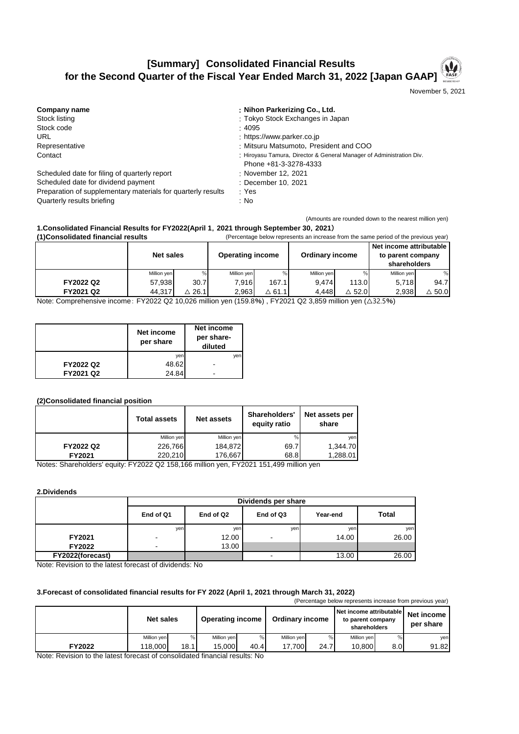# [Summary] Consolidated Financial Results for the Second Quarter of the Fiscal Year Ended March 31, 2022 [Japan GAAP]

November 5, 2021

| | |
|---|---|
| **Company name** | **: Nihon Parkerizing Co., Ltd.** |
| Stock listing | : Tokyo Stock Exchanges in Japan |
| Stock code | : 4095 |
| URL | : https://www.parker.co.jp |
| Representative | : Mitsuru Matsumoto, President and COO |
| Contact | : Hiroyasu Tamura, Director & General Manager of Administration Div. Phone +81-3-3278-4333 |
| Scheduled date for filing of quarterly report | : November 12, 2021 |
| Scheduled date for dividend payment | : December 10, 2021 |
| Preparation of supplementary materials for quarterly results | : Yes |
| Quarterly results briefing | : No |

(Amounts are rounded down to the nearest million yen)

## 1.Consolidated Financial Results for FY2022(April 1, 2021 through September 30, 2021)

### (1)Consolidated financial results

(Percentage below represents an increase from the same period of the previous year)

| | Net sales | | Operating income | | Ordinary income | | Net income attributable to parent company shareholders | |
|---|---|---|---|---|---|---|---|---|
| | Million yen | % | Million yen | % | Million yen | % | Million yen | % |
| **FY2022 Q2** | 57,938 | 30.7 | 7,916 | 167.1 | 9,474 | 113.0 | 5,718 | 94.7 |
| **FY2021 Q2** | 44,317 | △ 26.1 | 2,963 | △ 61.1 | 4,448 | △ 52.0 | 2,938 | △ 50.0 |

Note: Comprehensive income: FY2022 Q2 10,026 million yen (159.8%) , FY2021 Q2 3,859 million yen (△32.5%)

| | Net income per share | Net income per share-diluted |
|---|---|---|
| | yen | yen |
| **FY2022 Q2** | 48.62 | - |
| **FY2021 Q2** | 24.84 | - |

### (2)Consolidated financial position

| | Total assets | Net assets | Shareholders' equity ratio | Net assets per share |
|---|---|---|---|---|
| | Million yen | Million yen | % | yen |
| **FY2022 Q2** | 226,766 | 184,872 | 69.7 | 1,344.70 |
| **FY2021** | 220,210 | 176,667 | 68.8 | 1,288.01 |

Notes: Shareholders' equity: FY2022 Q2 158,166 million yen, FY2021 151,499 million yen

## 2.Dividends

| | Dividends per share | | | | |
|---|---|---|---|---|---|
| | End of Q1 | End of Q2 | End of Q3 | Year-end | Total |
| | yen | yen | yen | yen | yen |
| **FY2021** | - | 12.00 | - | 14.00 | 26.00 |
| **FY2022** | - | 13.00 | | | |
| **FY2022(forecast)** | | | - | 13.00 | 26.00 |

Note: Revision to the latest forecast of dividends: No

## 3.Forecast of consolidated financial results for FY 2022 (April 1, 2021 through March 31, 2022)

(Percentage below represents increase from previous year)

| | Net sales | | Operating income | | Ordinary income | | Net income attributable to parent company shareholders | | Net income per share |
|---|---|---|---|---|---|---|---|---|---|
| | Million yen | % | Million yen | % | Million yen | % | Million yen | % | yen |
| **FY2022** | 118,000 | 18.1 | 15,000 | 40.4 | 17,700 | 24.7 | 10,800 | 8.0 | 91.82 |

Note: Revision to the latest forecast of consolidated financial results: No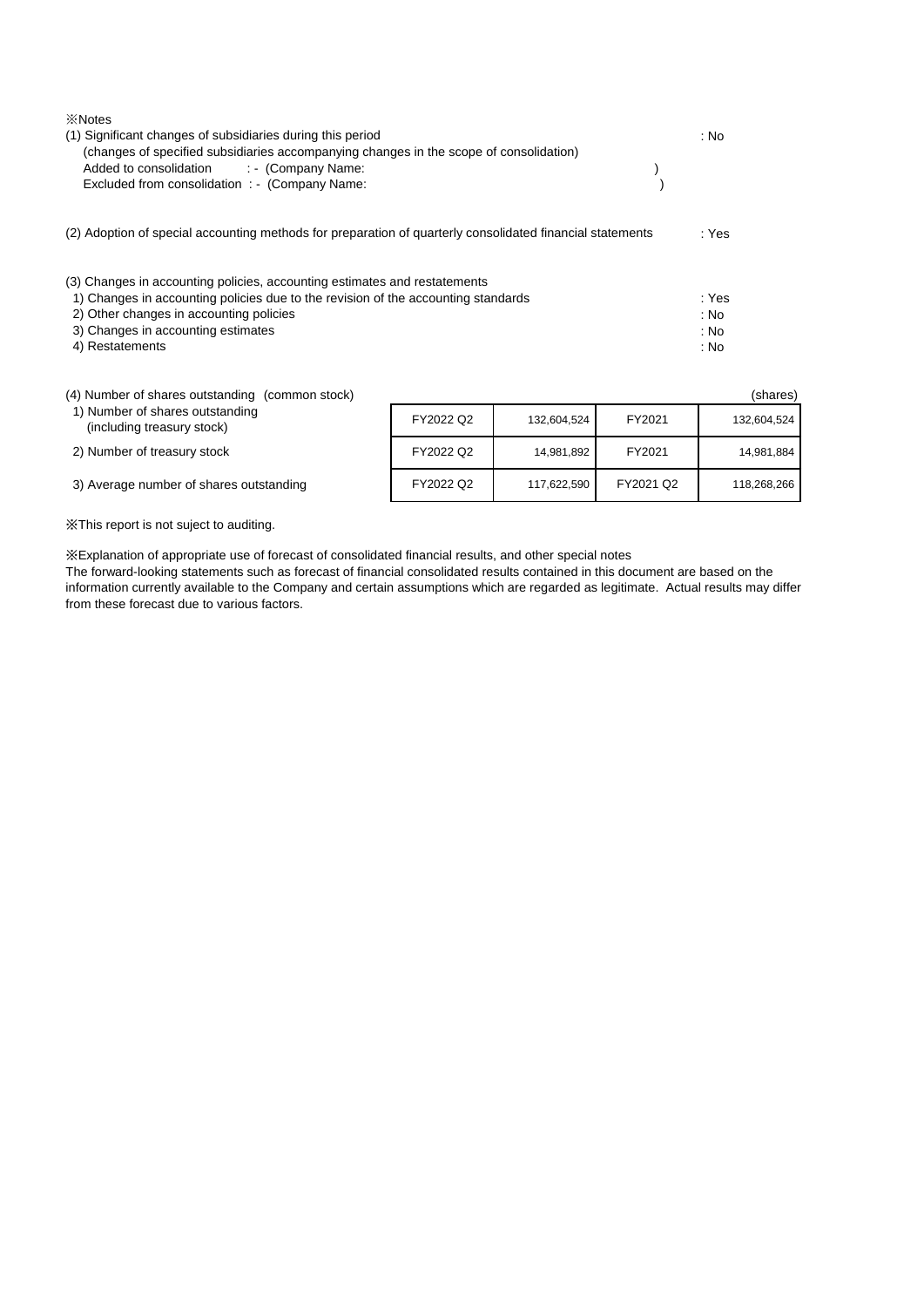※Notes

(1) Significant changes of subsidiaries during this period : No
(changes of specified subsidiaries accompanying changes in the scope of consolidation)
Added to consolidation : - (Company Name: )
Excluded from consolidation : - (Company Name: )

(2) Adoption of special accounting methods for preparation of quarterly consolidated financial statements : Yes

(3) Changes in accounting policies, accounting estimates and restatements
1) Changes in accounting policies due to the revision of the accounting standards : Yes
2) Other changes in accounting policies : No
3) Changes in accounting estimates : No
4) Restatements : No

(4) Number of shares outstanding (common stock) (shares)

| | | | | |
|---|---|---|---|---|
| 1) Number of shares outstanding (including treasury stock) | FY2022 Q2 | 132,604,524 | FY2021 | 132,604,524 |
| 2) Number of treasury stock | FY2022 Q2 | 14,981,892 | FY2021 | 14,981,884 |
| 3) Average number of shares outstanding | FY2022 Q2 | 117,622,590 | FY2021 Q2 | 118,268,266 |

※This report is not suject to auditing.

※Explanation of appropriate use of forecast of consolidated financial results, and other special notes
The forward-looking statements such as forecast of financial consolidated results contained in this document are based on the information currently available to the Company and certain assumptions which are regarded as legitimate. Actual results may differ from these forecast due to various factors.